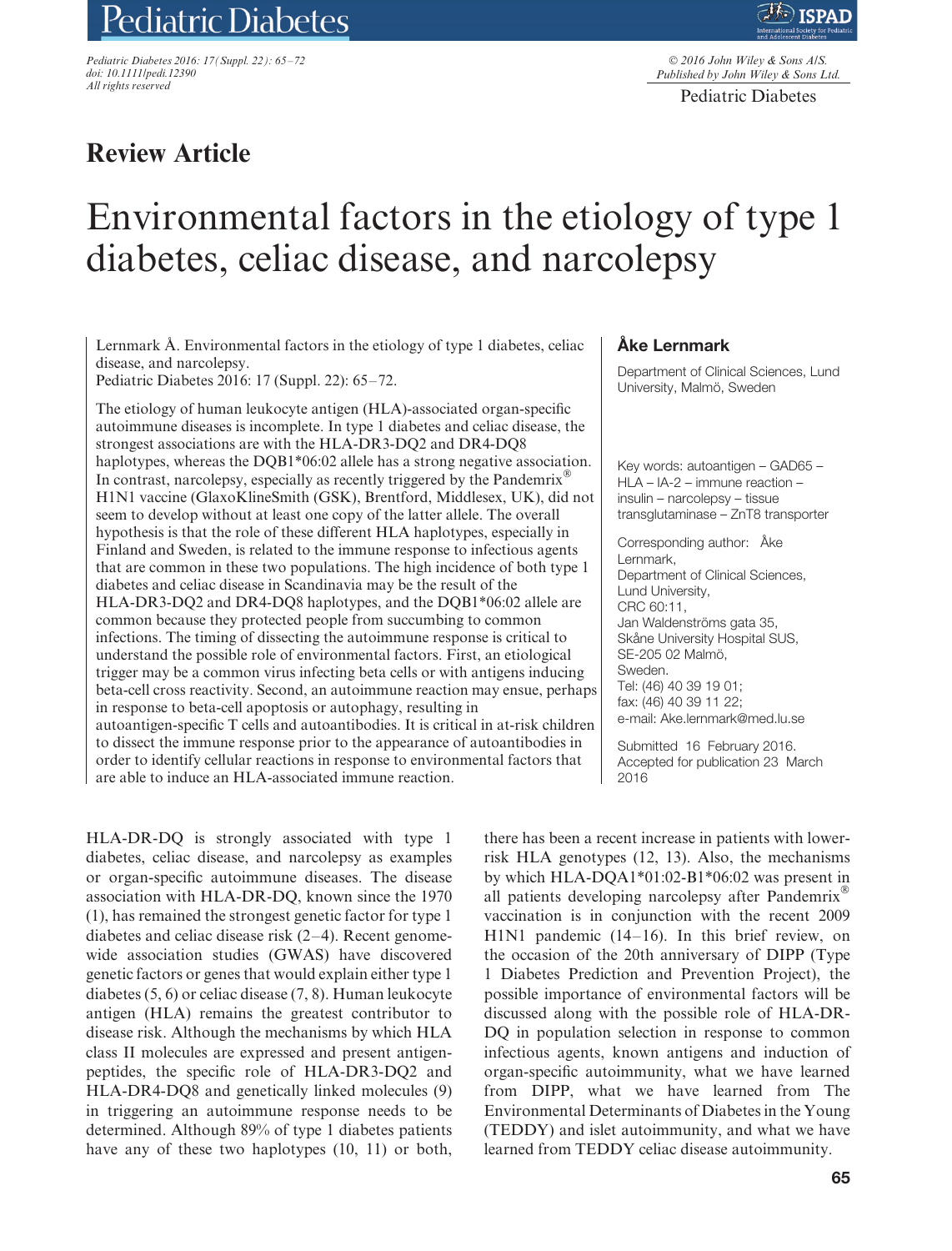## Review Article

# Environmental factors in the etiology of type 1 diabetes, celiac disease, and narcolepsy

Lernmark Å. Environmental factors in the etiology of type 1 diabetes, celiac disease, and narcolepsy.
Pediatric Diabetes 2016: 17 (Suppl. 22): 65–72.

The etiology of human leukocyte antigen (HLA)-associated organ-specific autoimmune diseases is incomplete. In type 1 diabetes and celiac disease, the strongest associations are with the HLA-DR3-DQ2 and DR4-DQ8 haplotypes, whereas the DQB1*06:02 allele has a strong negative association. In contrast, narcolepsy, especially as recently triggered by the Pandemrix® H1N1 vaccine (GlaxoKlineSmith (GSK), Brentford, Middlesex, UK), did not seem to develop without at least one copy of the latter allele. The overall hypothesis is that the role of these different HLA haplotypes, especially in Finland and Sweden, is related to the immune response to infectious agents that are common in these two populations. The high incidence of both type 1 diabetes and celiac disease in Scandinavia may be the result of the HLA-DR3-DQ2 and DR4-DQ8 haplotypes, and the DQB1*06:02 allele are common because they protected people from succumbing to common infections. The timing of dissecting the autoimmune response is critical to understand the possible role of environmental factors. First, an etiological trigger may be a common virus infecting beta cells or with antigens inducing beta-cell cross reactivity. Second, an autoimmune reaction may ensue, perhaps in response to beta-cell apoptosis or autophagy, resulting in autoantigen-specific T cells and autoantibodies. It is critical in at-risk children to dissect the immune response prior to the appearance of autoantibodies in order to identify cellular reactions in response to environmental factors that are able to induce an HLA-associated immune reaction.

**Åke Lernmark**

Department of Clinical Sciences, Lund University, Malmö, Sweden

Key words: autoantigen – GAD65 – HLA – IA-2 – immune reaction – insulin – narcolepsy – tissue transglutaminase – ZnT8 transporter

Corresponding author: Åke Lernmark,
Department of Clinical Sciences,
Lund University,
CRC 60:11,
Jan Waldenströms gata 35,
Skåne University Hospital SUS,
SE-205 02 Malmö,
Sweden.
Tel: (46) 40 39 19 01;
fax: (46) 40 39 11 22;
e-mail: Ake.lernmark@med.lu.se

Submitted 16 February 2016. Accepted for publication 23 March 2016

HLA-DR-DQ is strongly associated with type 1 diabetes, celiac disease, and narcolepsy as examples or organ-specific autoimmune diseases. The disease association with HLA-DR-DQ, known since the 1970 (1), has remained the strongest genetic factor for type 1 diabetes and celiac disease risk (2–4). Recent genome-wide association studies (GWAS) have discovered genetic factors or genes that would explain either type 1 diabetes (5, 6) or celiac disease (7, 8). Human leukocyte antigen (HLA) remains the greatest contributor to disease risk. Although the mechanisms by which HLA class II molecules are expressed and present antigen-peptides, the specific role of HLA-DR3-DQ2 and HLA-DR4-DQ8 and genetically linked molecules (9) in triggering an autoimmune response needs to be determined. Although 89% of type 1 diabetes patients have any of these two haplotypes (10, 11) or both, there has been a recent increase in patients with lower-risk HLA genotypes (12, 13). Also, the mechanisms by which HLA-DQA1*01:02-B1*06:02 was present in all patients developing narcolepsy after Pandemrix® vaccination is in conjunction with the recent 2009 H1N1 pandemic (14–16). In this brief review, on the occasion of the 20th anniversary of DIPP (Type 1 Diabetes Prediction and Prevention Project), the possible importance of environmental factors will be discussed along with the possible role of HLA-DR-DQ in population selection in response to common infectious agents, known antigens and induction of organ-specific autoimmunity, what we have learned from DIPP, what we have learned from The Environmental Determinants of Diabetes in the Young (TEDDY) and islet autoimmunity, and what we have learned from TEDDY celiac disease autoimmunity.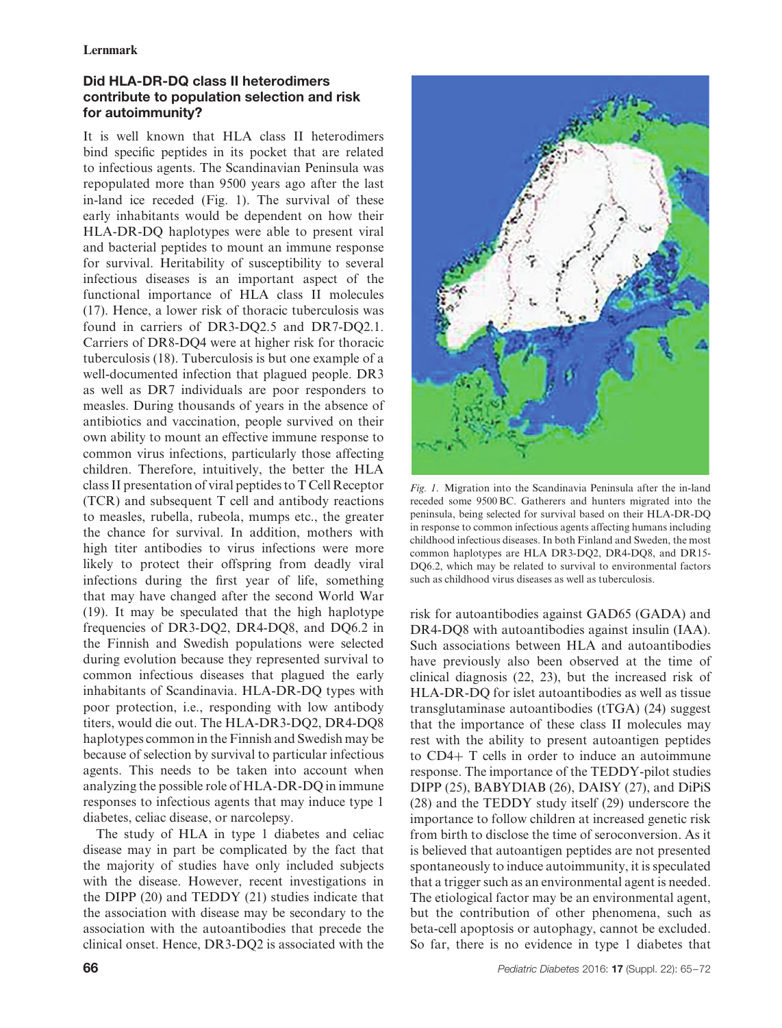## Did HLA-DR-DQ class II heterodimers contribute to population selection and risk for autoimmunity?

It is well known that HLA class II heterodimers bind specific peptides in its pocket that are related to infectious agents. The Scandinavian Peninsula was repopulated more than 9500 years ago after the last in-land ice receded (Fig. 1). The survival of these early inhabitants would be dependent on how their HLA-DR-DQ haplotypes were able to present viral and bacterial peptides to mount an immune response for survival. Heritability of susceptibility to several infectious diseases is an important aspect of the functional importance of HLA class II molecules (17). Hence, a lower risk of thoracic tuberculosis was found in carriers of DR3-DQ2.5 and DR7-DQ2.1. Carriers of DR8-DQ4 were at higher risk for thoracic tuberculosis (18). Tuberculosis is but one example of a well-documented infection that plagued people. DR3 as well as DR7 individuals are poor responders to measles. During thousands of years in the absence of antibiotics and vaccination, people survived on their own ability to mount an effective immune response to common virus infections, particularly those affecting children. Therefore, intuitively, the better the HLA class II presentation of viral peptides to T Cell Receptor (TCR) and subsequent T cell and antibody reactions to measles, rubella, rubeola, mumps etc., the greater the chance for survival. In addition, mothers with high titer antibodies to virus infections were more likely to protect their offspring from deadly viral infections during the first year of life, something that may have changed after the second World War (19). It may be speculated that the high haplotype frequencies of DR3-DQ2, DR4-DQ8, and DQ6.2 in the Finnish and Swedish populations were selected during evolution because they represented survival to common infectious diseases that plagued the early inhabitants of Scandinavia. HLA-DR-DQ types with poor protection, i.e., responding with low antibody titers, would die out. The HLA-DR3-DQ2, DR4-DQ8 haplotypes common in the Finnish and Swedish may be because of selection by survival to particular infectious agents. This needs to be taken into account when analyzing the possible role of HLA-DR-DQ in immune responses to infectious agents that may induce type 1 diabetes, celiac disease, or narcolepsy.

*Fig. 1.* Migration into the Scandinavia Peninsula after the in-land receded some 9500 BC. Gatherers and hunters migrated into the peninsula, being selected for survival based on their HLA-DR-DQ in response to common infectious agents affecting humans including childhood infectious diseases. In both Finland and Sweden, the most common haplotypes are HLA DR3-DQ2, DR4-DQ8, and DR15-DQ6.2, which may be related to survival to environmental factors such as childhood virus diseases as well as tuberculosis.

The study of HLA in type 1 diabetes and celiac disease may in part be complicated by the fact that the majority of studies have only included subjects with the disease. However, recent investigations in the DIPP (20) and TEDDY (21) studies indicate that the association with disease may be secondary to the association with the autoantibodies that precede the clinical onset. Hence, DR3-DQ2 is associated with the risk for autoantibodies against GAD65 (GADA) and DR4-DQ8 with autoantibodies against insulin (IAA). Such associations between HLA and autoantibodies have previously also been observed at the time of clinical diagnosis (22, 23), but the increased risk of HLA-DR-DQ for islet autoantibodies as well as tissue transglutaminase autoantibodies (tTGA) (24) suggest that the importance of these class II molecules may rest with the ability to present autoantigen peptides to CD4+ T cells in order to induce an autoimmune response. The importance of the TEDDY-pilot studies DIPP (25), BABYDIAB (26), DAISY (27), and DiPiS (28) and the TEDDY study itself (29) underscore the importance to follow children at increased genetic risk from birth to disclose the time of seroconversion. As it is believed that autoantigen peptides are not presented spontaneously to induce autoimmunity, it is speculated that a trigger such as an environmental agent is needed. The etiological factor may be an environmental agent, but the contribution of other phenomena, such as beta-cell apoptosis or autophagy, cannot be excluded. So far, there is no evidence in type 1 diabetes that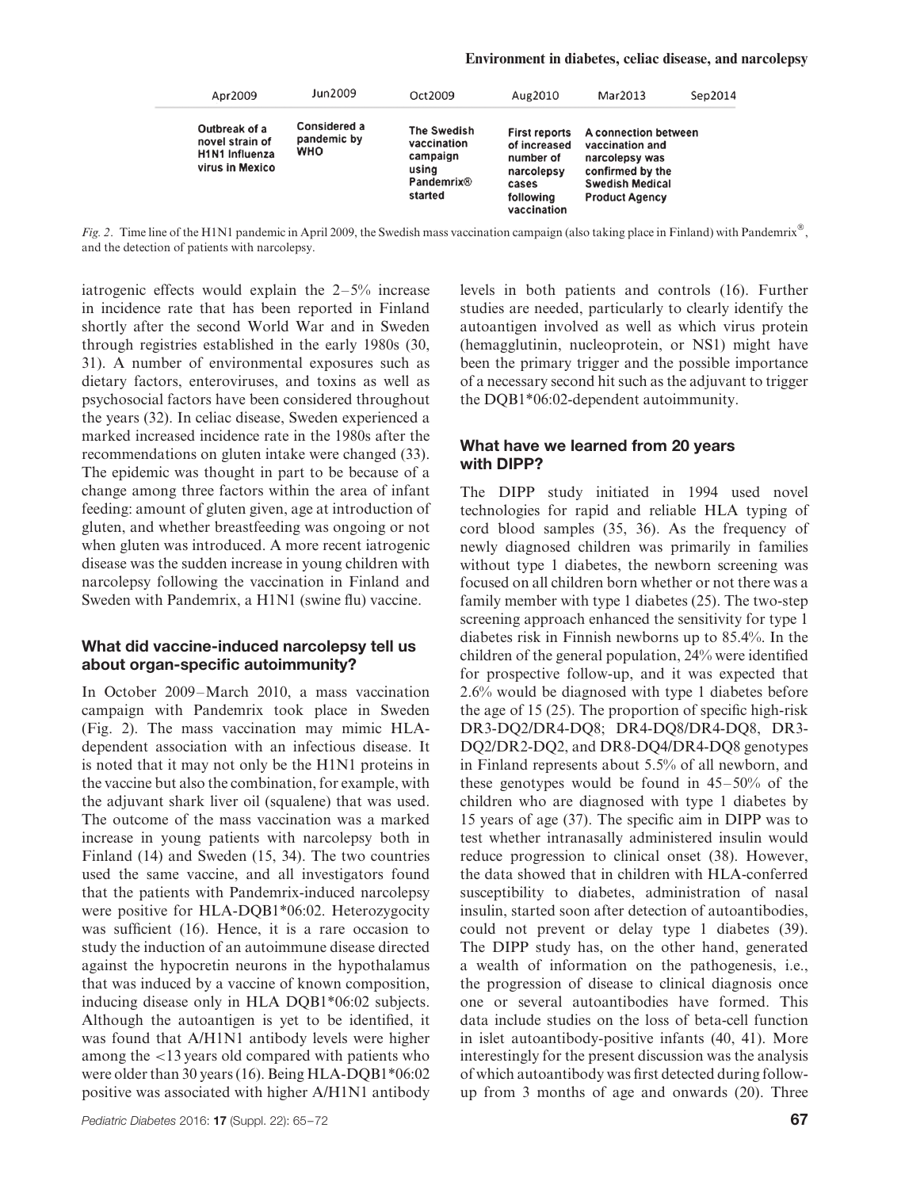| Apr2009 | Jun2009 | Oct2009 | Aug2010 | Mar2013 | Sep2014 |
|---|---|---|---|---|---|
| Outbreak of a novel strain of H1N1 Influenza virus in Mexico | Considered a pandemic by WHO | The Swedish vaccination campaign using Pandemrix® started | First reports of increased number of narcolepsy cases following vaccination | A connection between vaccination and narcolepsy was confirmed by the Swedish Medical Product Agency | |

*Fig. 2.* Time line of the H1N1 pandemic in April 2009, the Swedish mass vaccination campaign (also taking place in Finland) with Pandemrix®, and the detection of patients with narcolepsy.

iatrogenic effects would explain the 2–5% increase in incidence rate that has been reported in Finland shortly after the second World War and in Sweden through registries established in the early 1980s (30, 31). A number of environmental exposures such as dietary factors, enteroviruses, and toxins as well as psychosocial factors have been considered throughout the years (32). In celiac disease, Sweden experienced a marked increased incidence rate in the 1980s after the recommendations on gluten intake were changed (33). The epidemic was thought in part to be because of a change among three factors within the area of infant feeding: amount of gluten given, age at introduction of gluten, and whether breastfeeding was ongoing or not when gluten was introduced. A more recent iatrogenic disease was the sudden increase in young children with narcolepsy following the vaccination in Finland and Sweden with Pandemrix, a H1N1 (swine flu) vaccine.

### What did vaccine-induced narcolepsy tell us about organ-specific autoimmunity?

In October 2009–March 2010, a mass vaccination campaign with Pandemrix took place in Sweden (Fig. 2). The mass vaccination may mimic HLA-dependent association with an infectious disease. It is noted that it may not only be the H1N1 proteins in the vaccine but also the combination, for example, with the adjuvant shark liver oil (squalene) that was used. The outcome of the mass vaccination was a marked increase in young patients with narcolepsy both in Finland (14) and Sweden (15, 34). The two countries used the same vaccine, and all investigators found that the patients with Pandemrix-induced narcolepsy were positive for HLA-DQB1*06:02. Heterozygocity was sufficient (16). Hence, it is a rare occasion to study the induction of an autoimmune disease directed against the hypocretin neurons in the hypothalamus that was induced by a vaccine of known composition, inducing disease only in HLA DQB1*06:02 subjects. Although the autoantigen is yet to be identified, it was found that A/H1N1 antibody levels were higher among the <13 years old compared with patients who were older than 30 years (16). Being HLA-DQB1*06:02 positive was associated with higher A/H1N1 antibody levels in both patients and controls (16). Further studies are needed, particularly to clearly identify the autoantigen involved as well as which virus protein (hemagglutinin, nucleoprotein, or NS1) might have been the primary trigger and the possible importance of a necessary second hit such as the adjuvant to trigger the DQB1*06:02-dependent autoimmunity.

### What have we learned from 20 years with DIPP?

The DIPP study initiated in 1994 used novel technologies for rapid and reliable HLA typing of cord blood samples (35, 36). As the frequency of newly diagnosed children was primarily in families without type 1 diabetes, the newborn screening was focused on all children born whether or not there was a family member with type 1 diabetes (25). The two-step screening approach enhanced the sensitivity for type 1 diabetes risk in Finnish newborns up to 85.4%. In the children of the general population, 24% were identified for prospective follow-up, and it was expected that 2.6% would be diagnosed with type 1 diabetes before the age of 15 (25). The proportion of specific high-risk DR3-DQ2/DR4-DQ8; DR4-DQ8/DR4-DQ8, DR3-DQ2/DR2-DQ2, and DR8-DQ4/DR4-DQ8 genotypes in Finland represents about 5.5% of all newborn, and these genotypes would be found in 45–50% of the children who are diagnosed with type 1 diabetes by 15 years of age (37). The specific aim in DIPP was to test whether intranasally administered insulin would reduce progression to clinical onset (38). However, the data showed that in children with HLA-conferred susceptibility to diabetes, administration of nasal insulin, started soon after detection of autoantibodies, could not prevent or delay type 1 diabetes (39). The DIPP study has, on the other hand, generated a wealth of information on the pathogenesis, i.e., the progression of disease to clinical diagnosis once one or several autoantibodies have formed. This data include studies on the loss of beta-cell function in islet autoantibody-positive infants (40, 41). More interestingly for the present discussion was the analysis of which autoantibody was first detected during follow-up from 3 months of age and onwards (20). Three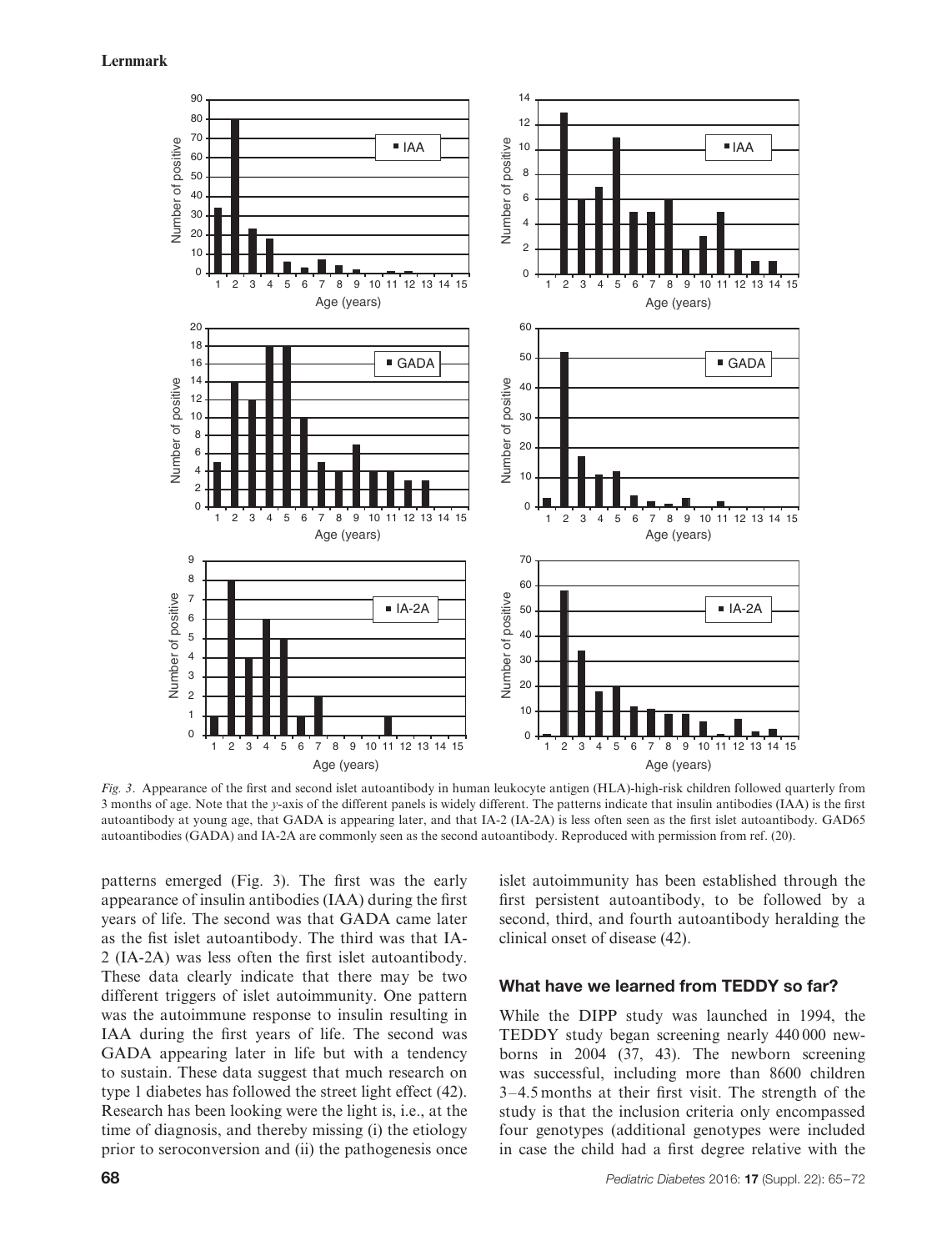*Fig. 3*. Appearance of the first and second islet autoantibody in human leukocyte antigen (HLA)-high-risk children followed quarterly from 3 months of age. Note that the *y*-axis of the different panels is widely different. The patterns indicate that insulin antibodies (IAA) is the first autoantibody at young age, that GADA is appearing later, and that IA-2 (IA-2A) is less often seen as the first islet autoantibody. GAD65 autoantibodies (GADA) and IA-2A are commonly seen as the second autoantibody. Reproduced with permission from ref. (20).

patterns emerged (Fig. 3). The first was the early appearance of insulin antibodies (IAA) during the first years of life. The second was that GADA came later as the fist islet autoantibody. The third was that IA-2 (IA-2A) was less often the first islet autoantibody. These data clearly indicate that there may be two different triggers of islet autoimmunity. One pattern was the autoimmune response to insulin resulting in IAA during the first years of life. The second was GADA appearing later in life but with a tendency to sustain. These data suggest that much research on type 1 diabetes has followed the street light effect (42). Research has been looking were the light is, i.e., at the time of diagnosis, and thereby missing (i) the etiology prior to seroconversion and (ii) the pathogenesis once islet autoimmunity has been established through the first persistent autoantibody, to be followed by a second, third, and fourth autoantibody heralding the clinical onset of disease (42).

## What have we learned from TEDDY so far?

While the DIPP study was launched in 1994, the TEDDY study began screening nearly 440 000 newborns in 2004 (37, 43). The newborn screening was successful, including more than 8600 children 3–4.5 months at their first visit. The strength of the study is that the inclusion criteria only encompassed four genotypes (additional genotypes were included in case the child had a first degree relative with the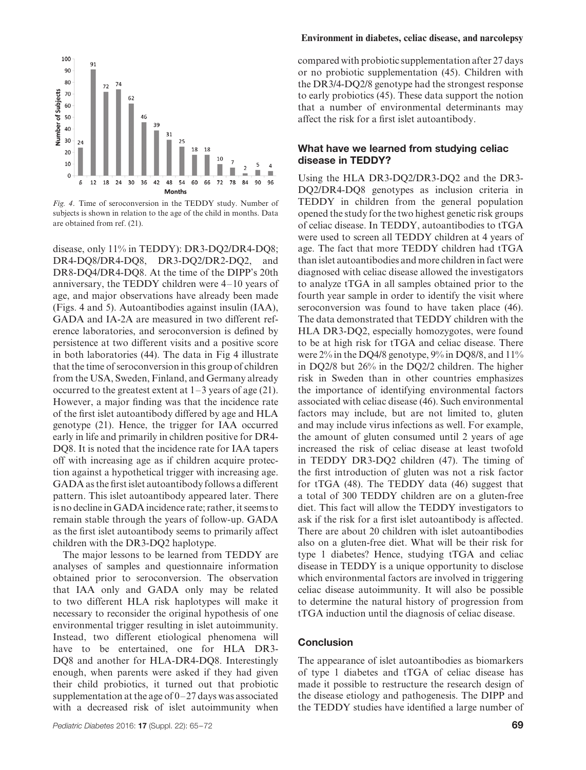Fig. 4. Time of seroconversion in the TEDDY study. Number of subjects is shown in relation to the age of the child in months. Data are obtained from ref. (21).

disease, only 11% in TEDDY): DR3-DQ2/DR4-DQ8; DR4-DQ8/DR4-DQ8, DR3-DQ2/DR2-DQ2, and DR8-DQ4/DR4-DQ8. At the time of the DIPP's 20th anniversary, the TEDDY children were 4–10 years of age, and major observations have already been made (Figs. 4 and 5). Autoantibodies against insulin (IAA), GADA and IA-2A are measured in two different reference laboratories, and seroconversion is defined by persistence at two different visits and a positive score in both laboratories (44). The data in Fig 4 illustrate that the time of seroconversion in this group of children from the USA, Sweden, Finland, and Germany already occurred to the greatest extent at 1–3 years of age (21). However, a major finding was that the incidence rate of the first islet autoantibody differed by age and HLA genotype (21). Hence, the trigger for IAA occurred early in life and primarily in children positive for DR4-DQ8. It is noted that the incidence rate for IAA tapers off with increasing age as if children acquire protection against a hypothetical trigger with increasing age. GADA as the first islet autoantibody follows a different pattern. This islet autoantibody appeared later. There is no decline in GADA incidence rate; rather, it seems to remain stable through the years of follow-up. GADA as the first islet autoantibody seems to primarily affect children with the DR3-DQ2 haplotype.

The major lessons to be learned from TEDDY are analyses of samples and questionnaire information obtained prior to seroconversion. The observation that IAA only and GADA only may be related to two different HLA risk haplotypes will make it necessary to reconsider the original hypothesis of one environmental trigger resulting in islet autoimmunity. Instead, two different etiological phenomena will have to be entertained, one for HLA DR3-DQ8 and another for HLA-DR4-DQ8. Interestingly enough, when parents were asked if they had given their child probiotics, it turned out that probiotic supplementation at the age of 0–27 days was associated with a decreased risk of islet autoimmunity when compared with probiotic supplementation after 27 days or no probiotic supplementation (45). Children with the DR3/4-DQ2/8 genotype had the strongest response to early probiotics (45). These data support the notion that a number of environmental determinants may affect the risk for a first islet autoantibody.

## What have we learned from studying celiac disease in TEDDY?

Using the HLA DR3-DQ2/DR3-DQ2 and the DR3-DQ2/DR4-DQ8 genotypes as inclusion criteria in TEDDY in children from the general population opened the study for the two highest genetic risk groups of celiac disease. In TEDDY, autoantibodies to tTGA were used to screen all TEDDY children at 4 years of age. The fact that more TEDDY children had tTGA than islet autoantibodies and more children in fact were diagnosed with celiac disease allowed the investigators to analyze tTGA in all samples obtained prior to the fourth year sample in order to identify the visit where seroconversion was found to have taken place (46). The data demonstrated that TEDDY children with the HLA DR3-DQ2, especially homozygotes, were found to be at high risk for tTGA and celiac disease. There were 2% in the DQ4/8 genotype, 9% in DQ8/8, and 11% in DQ2/8 but 26% in the DQ2/2 children. The higher risk in Sweden than in other countries emphasizes the importance of identifying environmental factors associated with celiac disease (46). Such environmental factors may include, but are not limited to, gluten and may include virus infections as well. For example, the amount of gluten consumed until 2 years of age increased the risk of celiac disease at least twofold in TEDDY DR3-DQ2 children (47). The timing of the first introduction of gluten was not a risk factor for tTGA (48). The TEDDY data (46) suggest that a total of 300 TEDDY children are on a gluten-free diet. This fact will allow the TEDDY investigators to ask if the risk for a first islet autoantibody is affected. There are about 20 children with islet autoantibodies also on a gluten-free diet. What will be their risk for type 1 diabetes? Hence, studying tTGA and celiac disease in TEDDY is a unique opportunity to disclose which environmental factors are involved in triggering celiac disease autoimmunity. It will also be possible to determine the natural history of progression from tTGA induction until the diagnosis of celiac disease.

## Conclusion

The appearance of islet autoantibodies as biomarkers of type 1 diabetes and tTGA of celiac disease has made it possible to restructure the research design of the disease etiology and pathogenesis. The DIPP and the TEDDY studies have identified a large number of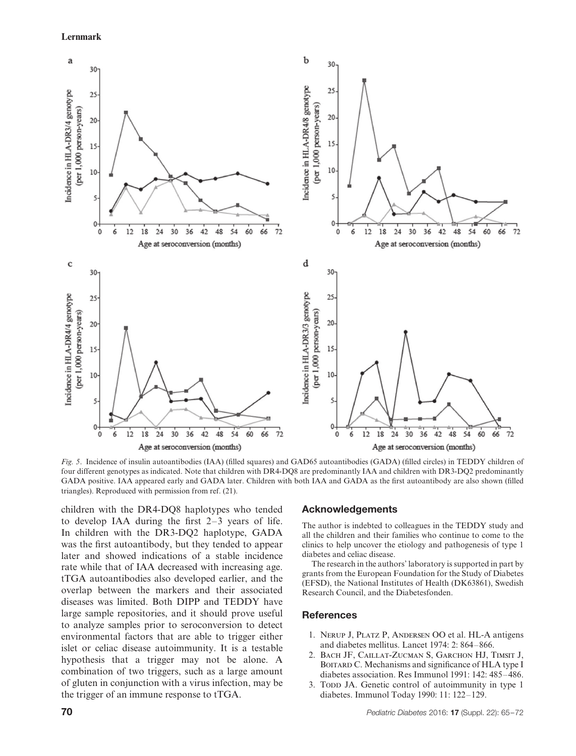*Fig. 5*. Incidence of insulin autoantibodies (IAA) (filled squares) and GAD65 autoantibodies (GADA) (filled circles) in TEDDY children of four different genotypes as indicated. Note that children with DR4-DQ8 are predominantly IAA and children with DR3-DQ2 predominantly GADA positive. IAA appeared early and GADA later. Children with both IAA and GADA as the first autoantibody are also shown (filled triangles). Reproduced with permission from ref. (21).

children with the DR4-DQ8 haplotypes who tended to develop IAA during the first 2–3 years of life. In children with the DR3-DQ2 haplotype, GADA was the first autoantibody, but they tended to appear later and showed indications of a stable incidence rate while that of IAA decreased with increasing age. tTGA autoantibodies also developed earlier, and the overlap between the markers and their associated diseases was limited. Both DIPP and TEDDY have large sample repositories, and it should prove useful to analyze samples prior to seroconversion to detect environmental factors that are able to trigger either islet or celiac disease autoimmunity. It is a testable hypothesis that a trigger may not be alone. A combination of two triggers, such as a large amount of gluten in conjunction with a virus infection, may be the trigger of an immune response to tTGA.

## Acknowledgements

The author is indebted to colleagues in the TEDDY study and all the children and their families who continue to come to the clinics to help uncover the etiology and pathogenesis of type 1 diabetes and celiac disease.

The research in the authors' laboratory is supported in part by grants from the European Foundation for the Study of Diabetes (EFSD), the National Institutes of Health (DK63861), Swedish Research Council, and the Diabetesfonden.

## References

1. Nerup J, Platz P, Andersen OO et al. HL-A antigens and diabetes mellitus. Lancet 1974: 2: 864–866.
2. Bach JF, Caillat-Zucman S, Garchon HJ, Timsit J, Boitard C. Mechanisms and significance of HLA type I diabetes association. Res Immunol 1991: 142: 485–486.
3. Todd JA. Genetic control of autoimmunity in type 1 diabetes. Immunol Today 1990: 11: 122–129.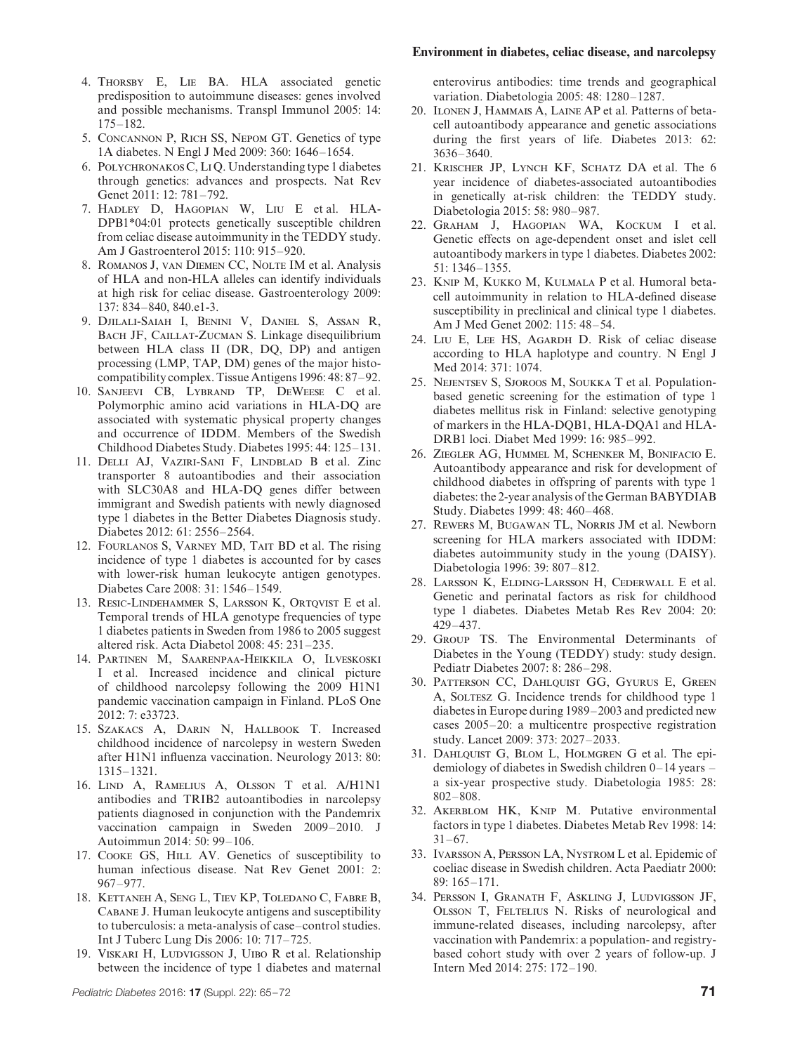4. Thorsby E, Lie BA. HLA associated genetic predisposition to autoimmune diseases: genes involved and possible mechanisms. Transpl Immunol 2005: 14: 175–182.
5. Concannon P, Rich SS, Nepom GT. Genetics of type 1A diabetes. N Engl J Med 2009: 360: 1646–1654.
6. Polychronakos C, Li Q. Understanding type 1 diabetes through genetics: advances and prospects. Nat Rev Genet 2011: 12: 781–792.
7. Hadley D, Hagopian W, Liu E et al. HLA-DPB1*04:01 protects genetically susceptible children from celiac disease autoimmunity in the TEDDY study. Am J Gastroenterol 2015: 110: 915–920.
8. Romanos J, van Diemen CC, Nolte IM et al. Analysis of HLA and non-HLA alleles can identify individuals at high risk for celiac disease. Gastroenterology 2009: 137: 834–840, 840.e1-3.
9. Djilali-Saiah I, Benini V, Daniel S, Assan R, Bach JF, Caillat-Zucman S. Linkage disequilibrium between HLA class II (DR, DQ, DP) and antigen processing (LMP, TAP, DM) genes of the major histocompatibility complex. Tissue Antigens 1996: 48: 87–92.
10. Sanjeevi CB, Lybrand TP, DeWeese C et al. Polymorphic amino acid variations in HLA-DQ are associated with systematic physical property changes and occurrence of IDDM. Members of the Swedish Childhood Diabetes Study. Diabetes 1995: 44: 125–131.
11. Delli AJ, Vaziri-Sani F, Lindblad B et al. Zinc transporter 8 autoantibodies and their association with SLC30A8 and HLA-DQ genes differ between immigrant and Swedish patients with newly diagnosed type 1 diabetes in the Better Diabetes Diagnosis study. Diabetes 2012: 61: 2556–2564.
12. Fourlanos S, Varney MD, Tait BD et al. The rising incidence of type 1 diabetes is accounted for by cases with lower-risk human leukocyte antigen genotypes. Diabetes Care 2008: 31: 1546–1549.
13. Resic-Lindehammer S, Larsson K, Ortqvist E et al. Temporal trends of HLA genotype frequencies of type 1 diabetes patients in Sweden from 1986 to 2005 suggest altered risk. Acta Diabetol 2008: 45: 231–235.
14. Partinen M, Saarenpaa-Heikkila O, Ilveskoski I et al. Increased incidence and clinical picture of childhood narcolepsy following the 2009 H1N1 pandemic vaccination campaign in Finland. PLoS One 2012: 7: e33723.
15. Szakacs A, Darin N, Hallbook T. Increased childhood incidence of narcolepsy in western Sweden after H1N1 influenza vaccination. Neurology 2013: 80: 1315–1321.
16. Lind A, Ramelius A, Olsson T et al. A/H1N1 antibodies and TRIB2 autoantibodies in narcolepsy patients diagnosed in conjunction with the Pandemrix vaccination campaign in Sweden 2009–2010. J Autoimmun 2014: 50: 99–106.
17. Cooke GS, Hill AV. Genetics of susceptibility to human infectious disease. Nat Rev Genet 2001: 2: 967–977.
18. Kettaneh A, Seng L, Tiev KP, Toledano C, Fabre B, Cabane J. Human leukocyte antigens and susceptibility to tuberculosis: a meta-analysis of case–control studies. Int J Tuberc Lung Dis 2006: 10: 717–725.
19. Viskari H, Ludvigsson J, Uibo R et al. Relationship between the incidence of type 1 diabetes and maternal enterovirus antibodies: time trends and geographical variation. Diabetologia 2005: 48: 1280–1287.
20. Ilonen J, Hammais A, Laine AP et al. Patterns of beta-cell autoantibody appearance and genetic associations during the first years of life. Diabetes 2013: 62: 3636–3640.
21. Krischer JP, Lynch KF, Schatz DA et al. The 6 year incidence of diabetes-associated autoantibodies in genetically at-risk children: the TEDDY study. Diabetologia 2015: 58: 980–987.
22. Graham J, Hagopian WA, Kockum I et al. Genetic effects on age-dependent onset and islet cell autoantibody markers in type 1 diabetes. Diabetes 2002: 51: 1346–1355.
23. Knip M, Kukko M, Kulmala P et al. Humoral beta-cell autoimmunity in relation to HLA-defined disease susceptibility in preclinical and clinical type 1 diabetes. Am J Med Genet 2002: 115: 48–54.
24. Liu E, Lee HS, Agardh D. Risk of celiac disease according to HLA haplotype and country. N Engl J Med 2014: 371: 1074.
25. Nejentsev S, Sjoroos M, Soukka T et al. Population-based genetic screening for the estimation of type 1 diabetes mellitus risk in Finland: selective genotyping of markers in the HLA-DQB1, HLA-DQA1 and HLA-DRB1 loci. Diabet Med 1999: 16: 985–992.
26. Ziegler AG, Hummel M, Schenker M, Bonifacio E. Autoantibody appearance and risk for development of childhood diabetes in offspring of parents with type 1 diabetes: the 2-year analysis of the German BABYDIAB Study. Diabetes 1999: 48: 460–468.
27. Rewers M, Bugawan TL, Norris JM et al. Newborn screening for HLA markers associated with IDDM: diabetes autoimmunity study in the young (DAISY). Diabetologia 1996: 39: 807–812.
28. Larsson K, Elding-Larsson H, Cederwall E et al. Genetic and perinatal factors as risk for childhood type 1 diabetes. Diabetes Metab Res Rev 2004: 20: 429–437.
29. Group TS. The Environmental Determinants of Diabetes in the Young (TEDDY) study: study design. Pediatr Diabetes 2007: 8: 286–298.
30. Patterson CC, Dahlquist GG, Gyurus E, Green A, Soltesz G. Incidence trends for childhood type 1 diabetes in Europe during 1989–2003 and predicted new cases 2005–20: a multicentre prospective registration study. Lancet 2009: 373: 2027–2033.
31. Dahlquist G, Blom L, Holmgren G et al. The epidemiology of diabetes in Swedish children 0–14 years – a six-year prospective study. Diabetologia 1985: 28: 802–808.
32. Akerblom HK, Knip M. Putative environmental factors in type 1 diabetes. Diabetes Metab Rev 1998: 14: 31–67.
33. Ivarsson A, Persson LA, Nystrom L et al. Epidemic of coeliac disease in Swedish children. Acta Paediatr 2000: 89: 165–171.
34. Persson I, Granath F, Askling J, Ludvigsson JF, Olsson T, Feltelius N. Risks of neurological and immune-related diseases, including narcolepsy, after vaccination with Pandemrix: a population- and registry-based cohort study with over 2 years of follow-up. J Intern Med 2014: 275: 172–190.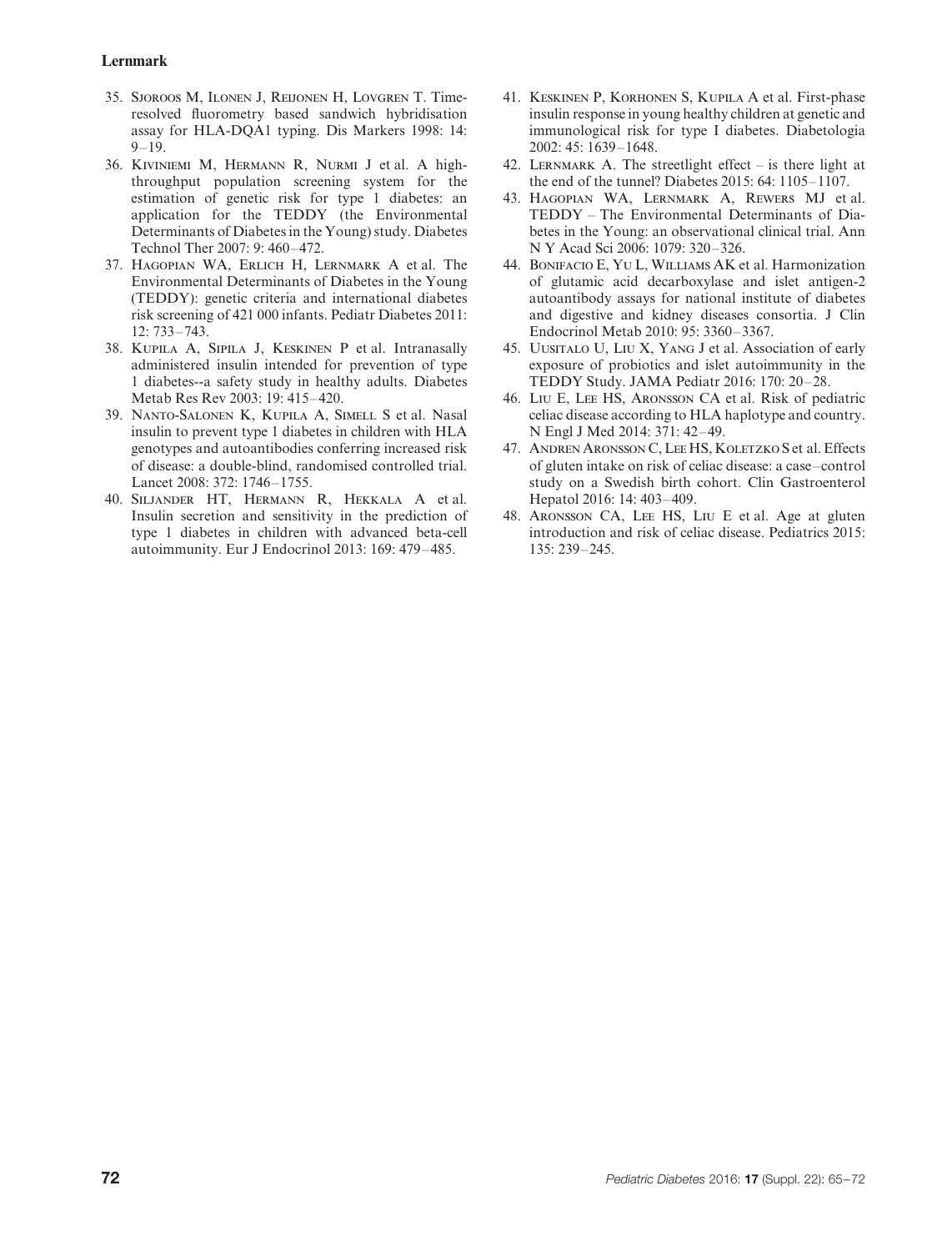35. Sjoroos M, Ilonen J, Reijonen H, Lovgren T. Time-resolved fluorometry based sandwich hybridisation assay for HLA-DQA1 typing. Dis Markers 1998: 14: 9–19.
36. Kiviniemi M, Hermann R, Nurmi J et al. A high-throughput population screening system for the estimation of genetic risk for type 1 diabetes: an application for the TEDDY (the Environmental Determinants of Diabetes in the Young) study. Diabetes Technol Ther 2007: 9: 460–472.
37. Hagopian WA, Erlich H, Lernmark A et al. The Environmental Determinants of Diabetes in the Young (TEDDY): genetic criteria and international diabetes risk screening of 421 000 infants. Pediatr Diabetes 2011: 12: 733–743.
38. Kupila A, Sipila J, Keskinen P et al. Intranasally administered insulin intended for prevention of type 1 diabetes--a safety study in healthy adults. Diabetes Metab Res Rev 2003: 19: 415–420.
39. Nanto-Salonen K, Kupila A, Simell S et al. Nasal insulin to prevent type 1 diabetes in children with HLA genotypes and autoantibodies conferring increased risk of disease: a double-blind, randomised controlled trial. Lancet 2008: 372: 1746–1755.
40. Siljander HT, Hermann R, Hekkala A et al. Insulin secretion and sensitivity in the prediction of type 1 diabetes in children with advanced beta-cell autoimmunity. Eur J Endocrinol 2013: 169: 479–485.
41. Keskinen P, Korhonen S, Kupila A et al. First-phase insulin response in young healthy children at genetic and immunological risk for type I diabetes. Diabetologia 2002: 45: 1639–1648.
42. Lernmark A. The streetlight effect – is there light at the end of the tunnel? Diabetes 2015: 64: 1105–1107.
43. Hagopian WA, Lernmark A, Rewers MJ et al. TEDDY – The Environmental Determinants of Diabetes in the Young: an observational clinical trial. Ann N Y Acad Sci 2006: 1079: 320–326.
44. Bonifacio E, Yu L, Williams AK et al. Harmonization of glutamic acid decarboxylase and islet antigen-2 autoantibody assays for national institute of diabetes and digestive and kidney diseases consortia. J Clin Endocrinol Metab 2010: 95: 3360–3367.
45. Uusitalo U, Liu X, Yang J et al. Association of early exposure of probiotics and islet autoimmunity in the TEDDY Study. JAMA Pediatr 2016: 170: 20–28.
46. Liu E, Lee HS, Aronsson CA et al. Risk of pediatric celiac disease according to HLA haplotype and country. N Engl J Med 2014: 371: 42–49.
47. Andren Aronsson C, Lee HS, Koletzko S et al. Effects of gluten intake on risk of celiac disease: a case–control study on a Swedish birth cohort. Clin Gastroenterol Hepatol 2016: 14: 403–409.
48. Aronsson CA, Lee HS, Liu E et al. Age at gluten introduction and risk of celiac disease. Pediatrics 2015: 135: 239–245.